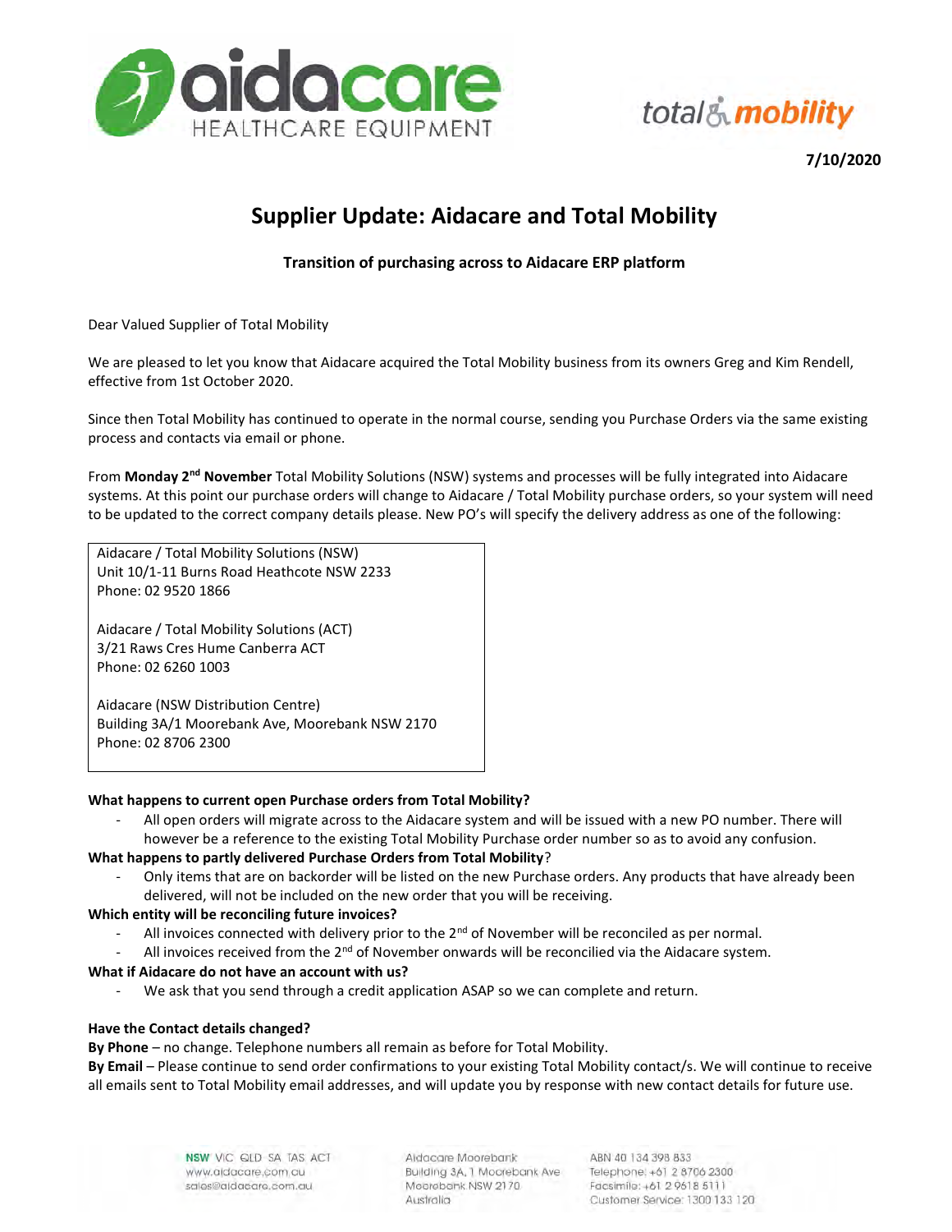7/10/2020

# Supplier Update: Aidacare and Total Mobility

**Transition of purchasing across to Aidacare ERP platform**

Dear Valued Supplier of Total Mobility

We are pleased to let you know that Aidacare acquired the Total Mobility business from its owners Greg and Kim Rendell, effective from 1st October 2020.

Since then Total Mobility has continued to operate in the normal course, sending you Purchase Orders via the same existing process and contacts via email or phone.

From **Monday 2nd November** Total Mobility Solutions (NSW) systems and processes will be fully integrated into Aidacare systems. At this point our purchase orders will change to Aidacare / Total Mobility purchase orders, so your system will need to be updated to the correct company details please. New PO's will specify the delivery address as one of the following:

Aidacare / Total Mobility Solutions (NSW)
Unit 10/1-11 Burns Road Heathcote NSW 2233
Phone: 02 9520 1866

Aidacare / Total Mobility Solutions (ACT)
3/21 Raws Cres Hume Canberra ACT
Phone: 02 6260 1003

Aidacare (NSW Distribution Centre)
Building 3A/1 Moorebank Ave, Moorebank NSW 2170
Phone: 02 8706 2300

**What happens to current open Purchase orders from Total Mobility?**

- All open orders will migrate across to the Aidacare system and will be issued with a new PO number. There will however be a reference to the existing Total Mobility Purchase order number so as to avoid any confusion.

**What happens to partly delivered Purchase Orders from Total Mobility**?

- Only items that are on backorder will be listed on the new Purchase orders. Any products that have already been delivered, will not be included on the new order that you will be receiving.

**Which entity will be reconciling future invoices?**

- All invoices connected with delivery prior to the 2nd of November will be reconciled as per normal.
- All invoices received from the 2nd of November onwards will be reconciled via the Aidacare system.

**What if Aidacare do not have an account with us?**

- We ask that you send through a credit application ASAP so we can complete and return.

**Have the Contact details changed?**

**By Phone** – no change. Telephone numbers all remain as before for Total Mobility.

**By Email** – Please continue to send order confirmations to your existing Total Mobility contact/s. We will continue to receive all emails sent to Total Mobility email addresses, and will update you by response with new contact details for future use.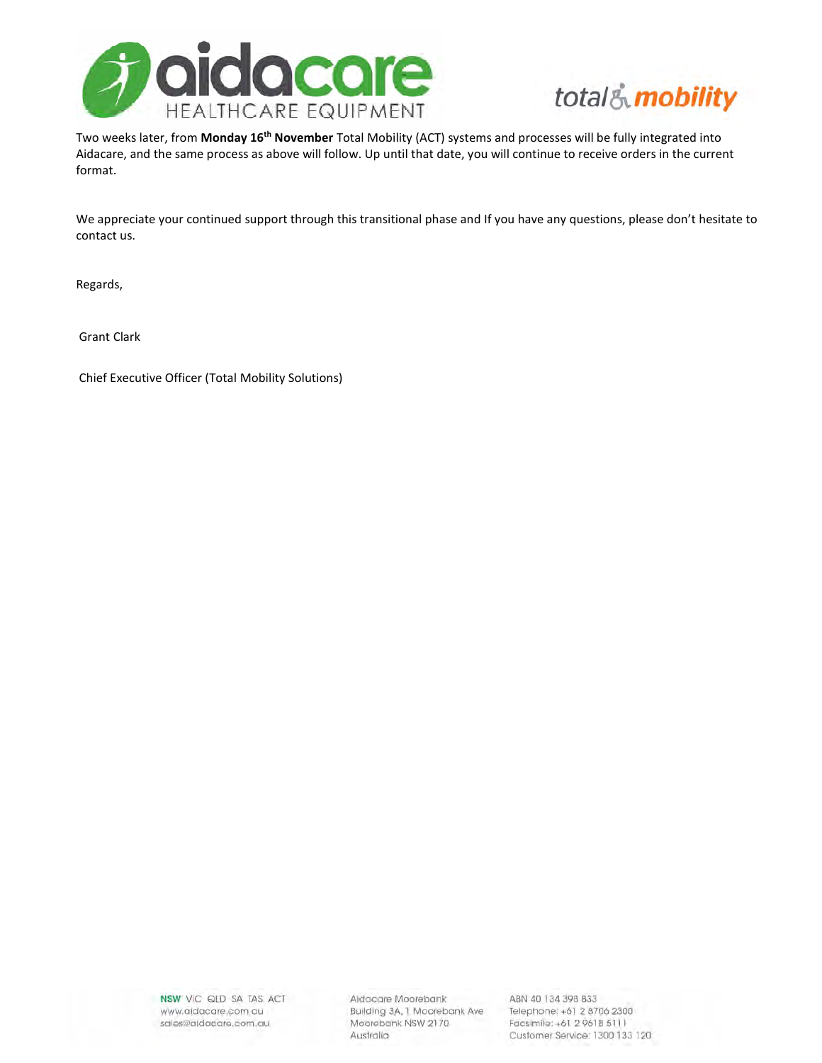Two weeks later, from **Monday 16th November** Total Mobility (ACT) systems and processes will be fully integrated into Aidacare, and the same process as above will follow. Up until that date, you will continue to receive orders in the current format.

We appreciate your continued support through this transitional phase and If you have any questions, please don't hesitate to contact us.

Regards,

Grant Clark

Chief Executive Officer (Total Mobility Solutions)